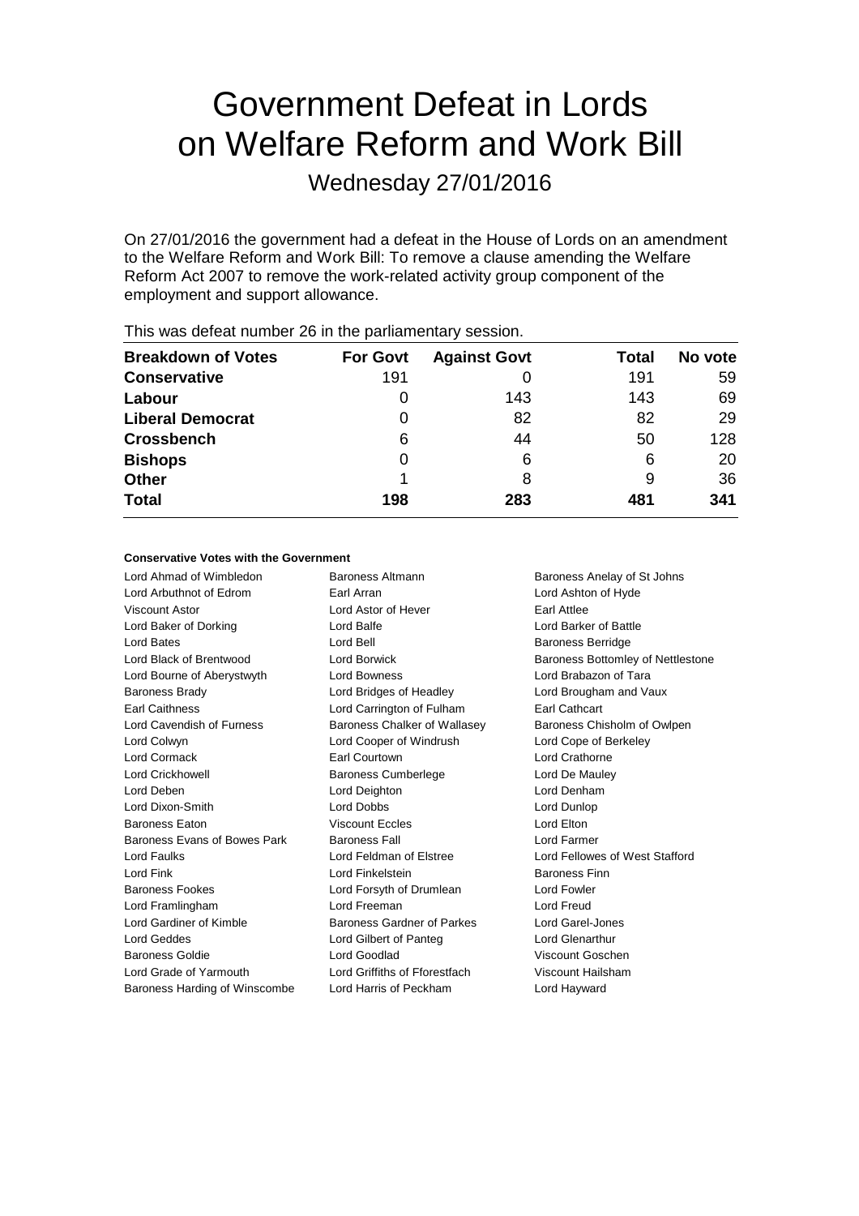# Government Defeat in Lords on Welfare Reform and Work Bill

Wednesday 27/01/2016

On 27/01/2016 the government had a defeat in the House of Lords on an amendment to the Welfare Reform and Work Bill: To remove a clause amending the Welfare Reform Act 2007 to remove the work-related activity group component of the employment and support allowance.

This was defeat number 26 in the parliamentary session.

| Breakdown of Votes | For Govt | Against Govt | Total | No vote |
|---|---|---|---|---|
| **Conservative** | 191 | 0 | 191 | 59 |
| **Labour** | 0 | 143 | 143 | 69 |
| **Liberal Democrat** | 0 | 82 | 82 | 29 |
| **Crossbench** | 6 | 44 | 50 | 128 |
| **Bishops** | 0 | 6 | 6 | 20 |
| **Other** | 1 | 8 | 9 | 36 |
| **Total** | **198** | **283** | **481** | **341** |

**Conservative Votes with the Government**

| | | |
|---|---|---|
| Lord Ahmad of Wimbledon | Baroness Altmann | Baroness Anelay of St Johns |
| Lord Arbuthnot of Edrom | Earl Arran | Lord Ashton of Hyde |
| Viscount Astor | Lord Astor of Hever | Earl Attlee |
| Lord Baker of Dorking | Lord Balfe | Lord Barker of Battle |
| Lord Bates | Lord Bell | Baroness Berridge |
| Lord Black of Brentwood | Lord Borwick | Baroness Bottomley of Nettlestone |
| Lord Bourne of Aberystwyth | Lord Bowness | Lord Brabazon of Tara |
| Baroness Brady | Lord Bridges of Headley | Lord Brougham and Vaux |
| Earl Caithness | Lord Carrington of Fulham | Earl Cathcart |
| Lord Cavendish of Furness | Baroness Chalker of Wallasey | Baroness Chisholm of Owlpen |
| Lord Colwyn | Lord Cooper of Windrush | Lord Cope of Berkeley |
| Lord Cormack | Earl Courtown | Lord Crathorne |
| Lord Crickhowell | Baroness Cumberlege | Lord De Mauley |
| Lord Deben | Lord Deighton | Lord Denham |
| Lord Dixon-Smith | Lord Dobbs | Lord Dunlop |
| Baroness Eaton | Viscount Eccles | Lord Elton |
| Baroness Evans of Bowes Park | Baroness Fall | Lord Farmer |
| Lord Faulks | Lord Feldman of Elstree | Lord Fellowes of West Stafford |
| Lord Fink | Lord Finkelstein | Baroness Finn |
| Baroness Fookes | Lord Forsyth of Drumlean | Lord Fowler |
| Lord Framlingham | Lord Freeman | Lord Freud |
| Lord Gardiner of Kimble | Baroness Gardner of Parkes | Lord Garel-Jones |
| Lord Geddes | Lord Gilbert of Panteg | Lord Glenarthur |
| Baroness Goldie | Lord Goodlad | Viscount Goschen |
| Lord Grade of Yarmouth | Lord Griffiths of Fforestfach | Viscount Hailsham |
| Baroness Harding of Winscombe | Lord Harris of Peckham | Lord Hayward |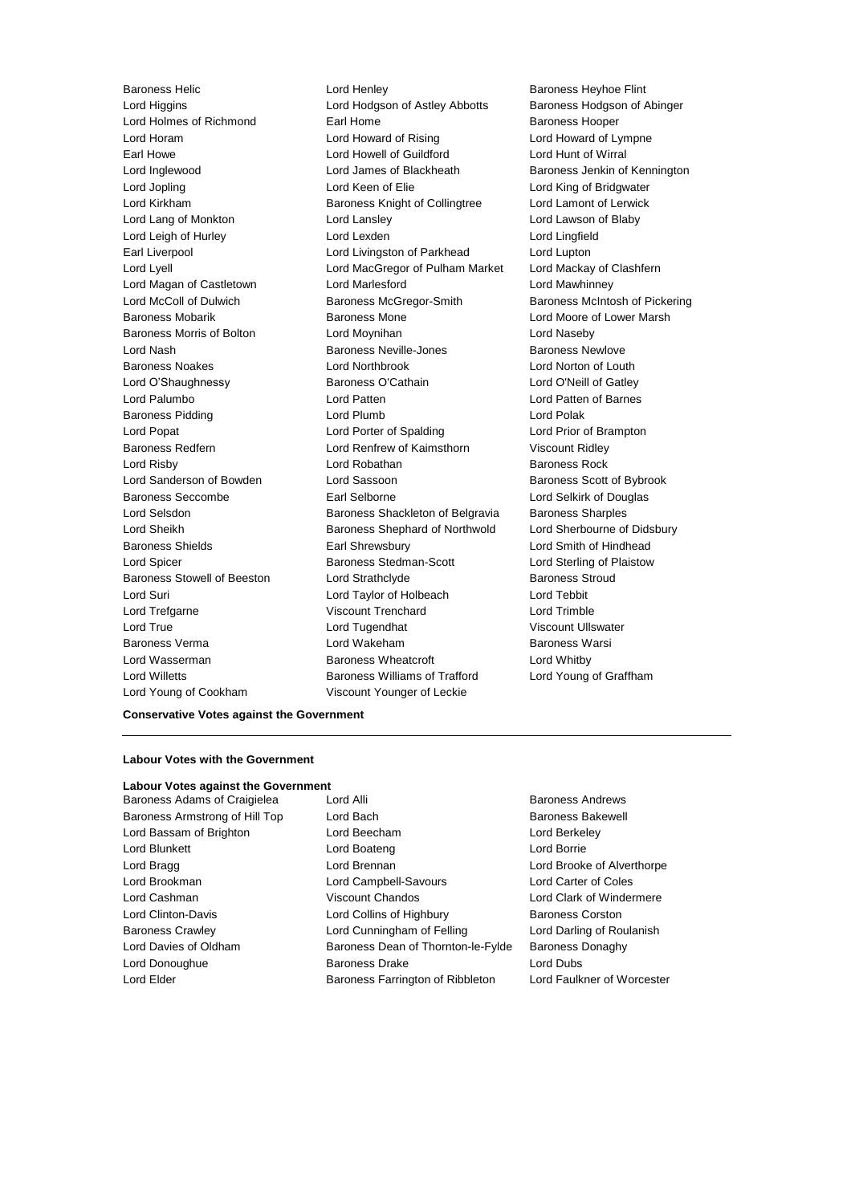Baroness Helic
Lord Henley
Baroness Heyhoe Flint
Lord Higgins
Lord Hodgson of Astley Abbotts
Baroness Hodgson of Abinger
Lord Holmes of Richmond
Earl Home
Baroness Hooper
Lord Horam
Lord Howard of Rising
Lord Howard of Lympne
Earl Howe
Lord Howell of Guildford
Lord Hunt of Wirral
Lord Inglewood
Lord James of Blackheath
Baroness Jenkin of Kennington
Lord Jopling
Lord Keen of Elie
Lord King of Bridgwater
Lord Kirkham
Baroness Knight of Collingtree
Lord Lamont of Lerwick
Lord Lang of Monkton
Lord Lansley
Lord Lawson of Blaby
Lord Leigh of Hurley
Lord Lexden
Lord Lingfield
Earl Liverpool
Lord Livingston of Parkhead
Lord Lupton
Lord Lyell
Lord MacGregor of Pulham Market
Lord Mackay of Clashfern
Lord Magan of Castletown
Lord Marlesford
Lord Mawhinney
Lord McColl of Dulwich
Baroness McGregor-Smith
Baroness McIntosh of Pickering
Baroness Mobarik
Baroness Mone
Lord Moore of Lower Marsh
Baroness Morris of Bolton
Lord Moynihan
Lord Naseby
Lord Nash
Baroness Neville-Jones
Baroness Newlove
Baroness Noakes
Lord Northbrook
Lord Norton of Louth
Lord O'Shaughnessy
Baroness O'Cathain
Lord O'Neill of Gatley
Lord Palumbo
Lord Patten
Lord Patten of Barnes
Baroness Pidding
Lord Plumb
Lord Polak
Lord Popat
Lord Porter of Spalding
Lord Prior of Brampton
Baroness Redfern
Lord Renfrew of Kaimsthorn
Viscount Ridley
Lord Risby
Lord Robathan
Baroness Rock
Lord Sanderson of Bowden
Lord Sassoon
Baroness Scott of Bybrook
Baroness Seccombe
Earl Selborne
Lord Selkirk of Douglas
Lord Selsdon
Baroness Shackleton of Belgravia
Baroness Sharples
Lord Sheikh
Baroness Shephard of Northwold
Lord Sherbourne of Didsbury
Baroness Shields
Earl Shrewsbury
Lord Smith of Hindhead
Lord Spicer
Baroness Stedman-Scott
Lord Sterling of Plaistow
Baroness Stowell of Beeston
Lord Strathclyde
Baroness Stroud
Lord Suri
Lord Taylor of Holbeach
Lord Tebbit
Lord Trefgarne
Viscount Trenchard
Lord Trimble
Lord True
Lord Tugendhat
Viscount Ullswater
Baroness Verma
Lord Wakeham
Baroness Warsi
Lord Wasserman
Baroness Wheatcroft
Lord Whitby
Lord Willetts
Baroness Williams of Trafford
Lord Young of Graffham
Lord Young of Cookham
Viscount Younger of Leckie

**Conservative Votes against the Government**

---

**Labour Votes with the Government**

**Labour Votes against the Government**

Baroness Adams of Craigielea
Lord Alli
Baroness Andrews
Baroness Armstrong of Hill Top
Lord Bach
Baroness Bakewell
Lord Bassam of Brighton
Lord Beecham
Lord Berkeley
Lord Blunkett
Lord Boateng
Lord Borrie
Lord Bragg
Lord Brennan
Lord Brooke of Alverthorpe
Lord Brookman
Lord Campbell-Savours
Lord Carter of Coles
Lord Cashman
Viscount Chandos
Lord Clark of Windermere
Lord Clinton-Davis
Lord Collins of Highbury
Baroness Corston
Baroness Crawley
Lord Cunningham of Felling
Lord Darling of Roulanish
Lord Davies of Oldham
Baroness Dean of Thornton-le-Fylde
Baroness Donaghy
Lord Donoughue
Baroness Drake
Lord Dubs
Lord Elder
Baroness Farrington of Ribbleton
Lord Faulkner of Worcester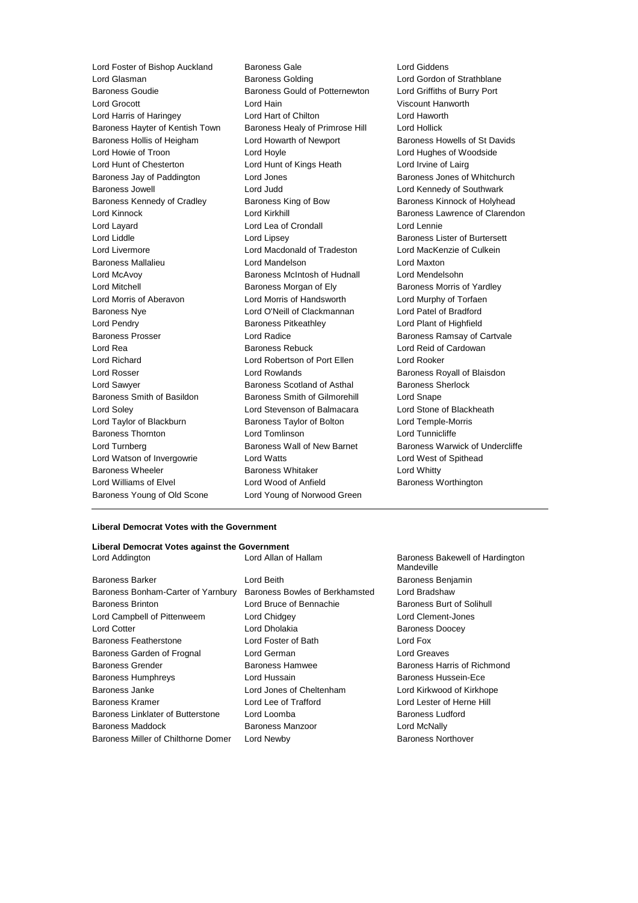Lord Foster of Bishop Auckland
Baroness Gale
Lord Giddens
Lord Glasman
Baroness Golding
Lord Gordon of Strathblane
Baroness Goudie
Baroness Gould of Potternewton
Lord Griffiths of Burry Port
Lord Grocott
Lord Hain
Viscount Hanworth
Lord Harris of Haringey
Lord Hart of Chilton
Lord Haworth
Baroness Hayter of Kentish Town
Baroness Healy of Primrose Hill
Lord Hollick
Baroness Hollis of Heigham
Lord Howarth of Newport
Baroness Howells of St Davids
Lord Howie of Troon
Lord Hoyle
Lord Hughes of Woodside
Lord Hunt of Chesterton
Lord Hunt of Kings Heath
Lord Irvine of Lairg
Baroness Jay of Paddington
Lord Jones
Baroness Jones of Whitchurch
Baroness Jowell
Lord Judd
Lord Kennedy of Southwark
Baroness Kennedy of Cradley
Baroness King of Bow
Baroness Kinnock of Holyhead
Lord Kinnock
Lord Kirkhill
Baroness Lawrence of Clarendon
Lord Layard
Lord Lea of Crondall
Lord Lennie
Lord Liddle
Lord Lipsey
Baroness Lister of Burtersett
Lord Livermore
Lord Macdonald of Tradeston
Lord MacKenzie of Culkein
Baroness Mallalieu
Lord Mandelson
Lord Maxton
Lord McAvoy
Baroness McIntosh of Hudnall
Lord Mendelsohn
Lord Mitchell
Baroness Morgan of Ely
Baroness Morris of Yardley
Lord Morris of Aberavon
Lord Morris of Handsworth
Lord Murphy of Torfaen
Baroness Nye
Lord O'Neill of Clackmannan
Lord Patel of Bradford
Lord Pendry
Baroness Pitkeathley
Lord Plant of Highfield
Baroness Prosser
Lord Radice
Baroness Ramsay of Cartvale
Lord Rea
Baroness Rebuck
Lord Reid of Cardowan
Lord Richard
Lord Robertson of Port Ellen
Lord Rooker
Lord Rosser
Lord Rowlands
Baroness Royall of Blaisdon
Lord Sawyer
Baroness Scotland of Asthal
Baroness Sherlock
Baroness Smith of Basildon
Baroness Smith of Gilmorehill
Lord Snape
Lord Soley
Lord Stevenson of Balmacara
Lord Stone of Blackheath
Lord Taylor of Blackburn
Baroness Taylor of Bolton
Lord Temple-Morris
Baroness Thornton
Lord Tomlinson
Lord Tunnicliffe
Lord Turnberg
Baroness Wall of New Barnet
Baroness Warwick of Undercliffe
Lord Watson of Invergowrie
Lord Watts
Lord West of Spithead
Baroness Wheeler
Baroness Whitaker
Lord Whitty
Lord Williams of Elvel
Lord Wood of Anfield
Baroness Worthington
Baroness Young of Old Scone
Lord Young of Norwood Green

---

**Liberal Democrat Votes with the Government**

**Liberal Democrat Votes against the Government**

Lord Addington
Lord Allan of Hallam
Baroness Bakewell of Hardington Mandeville
Baroness Barker
Lord Beith
Baroness Benjamin
Baroness Bonham-Carter of Yarnbury
Baroness Bowles of Berkhamsted
Lord Bradshaw
Baroness Brinton
Lord Bruce of Bennachie
Baroness Burt of Solihull
Lord Campbell of Pittenweem
Lord Chidgey
Lord Clement-Jones
Lord Cotter
Lord Dholakia
Baroness Doocey
Baroness Featherstone
Lord Foster of Bath
Lord Fox
Baroness Garden of Frognal
Lord German
Lord Greaves
Baroness Grender
Baroness Hamwee
Baroness Harris of Richmond
Baroness Humphreys
Lord Hussain
Baroness Hussein-Ece
Baroness Janke
Lord Jones of Cheltenham
Lord Kirkwood of Kirkhope
Baroness Kramer
Lord Lee of Trafford
Lord Lester of Herne Hill
Baroness Linklater of Butterstone
Lord Loomba
Baroness Ludford
Baroness Maddock
Baroness Manzoor
Lord McNally
Baroness Miller of Chilthorne Domer
Lord Newby
Baroness Northover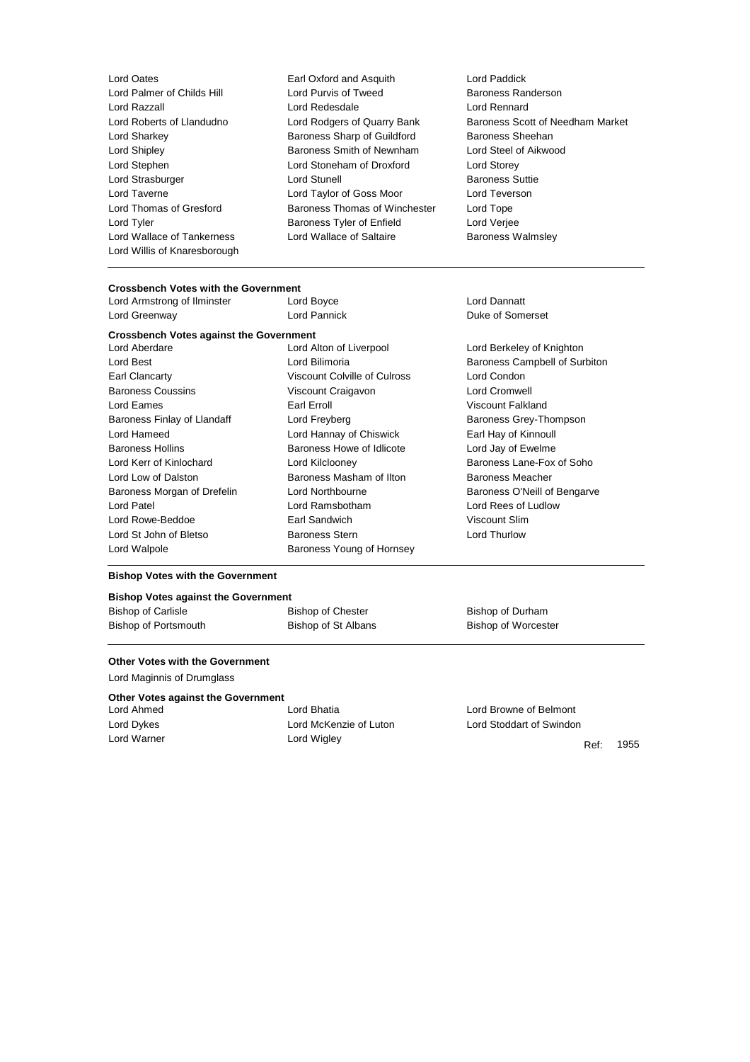| | | |
|---|---|---|
| Lord Oates | Earl Oxford and Asquith | Lord Paddick |
| Lord Palmer of Childs Hill | Lord Purvis of Tweed | Baroness Randerson |
| Lord Razzall | Lord Redesdale | Lord Rennard |
| Lord Roberts of Llandudno | Lord Rodgers of Quarry Bank | Baroness Scott of Needham Market |
| Lord Sharkey | Baroness Sharp of Guildford | Baroness Sheehan |
| Lord Shipley | Baroness Smith of Newnham | Lord Steel of Aikwood |
| Lord Stephen | Lord Stoneham of Droxford | Lord Storey |
| Lord Strasburger | Lord Stunell | Baroness Suttie |
| Lord Taverne | Lord Taylor of Goss Moor | Lord Teverson |
| Lord Thomas of Gresford | Baroness Thomas of Winchester | Lord Tope |
| Lord Tyler | Baroness Tyler of Enfield | Lord Verjee |
| Lord Wallace of Tankerness | Lord Wallace of Saltaire | Baroness Walmsley |
| Lord Willis of Knaresborough | | |

**Crossbench Votes with the Government**

| | | |
|---|---|---|
| Lord Armstrong of Ilminster | Lord Boyce | Lord Dannatt |
| Lord Greenway | Lord Pannick | Duke of Somerset |

**Crossbench Votes against the Government**

| | | |
|---|---|---|
| Lord Aberdare | Lord Alton of Liverpool | Lord Berkeley of Knighton |
| Lord Best | Lord Bilimoria | Baroness Campbell of Surbiton |
| Earl Clancarty | Viscount Colville of Culross | Lord Condon |
| Baroness Coussins | Viscount Craigavon | Lord Cromwell |
| Lord Eames | Earl Erroll | Viscount Falkland |
| Baroness Finlay of Llandaff | Lord Freyberg | Baroness Grey-Thompson |
| Lord Hameed | Lord Hannay of Chiswick | Earl Hay of Kinnoull |
| Baroness Hollins | Baroness Howe of Idlicote | Lord Jay of Ewelme |
| Lord Kerr of Kinlochard | Lord Kilclooney | Baroness Lane-Fox of Soho |
| Lord Low of Dalston | Baroness Masham of Ilton | Baroness Meacher |
| Baroness Morgan of Drefelin | Lord Northbourne | Baroness O'Neill of Bengarve |
| Lord Patel | Lord Ramsbotham | Lord Rees of Ludlow |
| Lord Rowe-Beddoe | Earl Sandwich | Viscount Slim |
| Lord St John of Bletso | Baroness Stern | Lord Thurlow |
| Lord Walpole | Baroness Young of Hornsey | |

**Bishop Votes with the Government**

**Bishop Votes against the Government**

| | | |
|---|---|---|
| Bishop of Carlisle | Bishop of Chester | Bishop of Durham |
| Bishop of Portsmouth | Bishop of St Albans | Bishop of Worcester |

**Other Votes with the Government**

Lord Maginnis of Drumglass

**Other Votes against the Government**

| | | |
|---|---|---|
| Lord Ahmed | Lord Bhatia | Lord Browne of Belmont |
| Lord Dykes | Lord McKenzie of Luton | Lord Stoddart of Swindon |
| Lord Warner | Lord Wigley | |

Ref: 1955